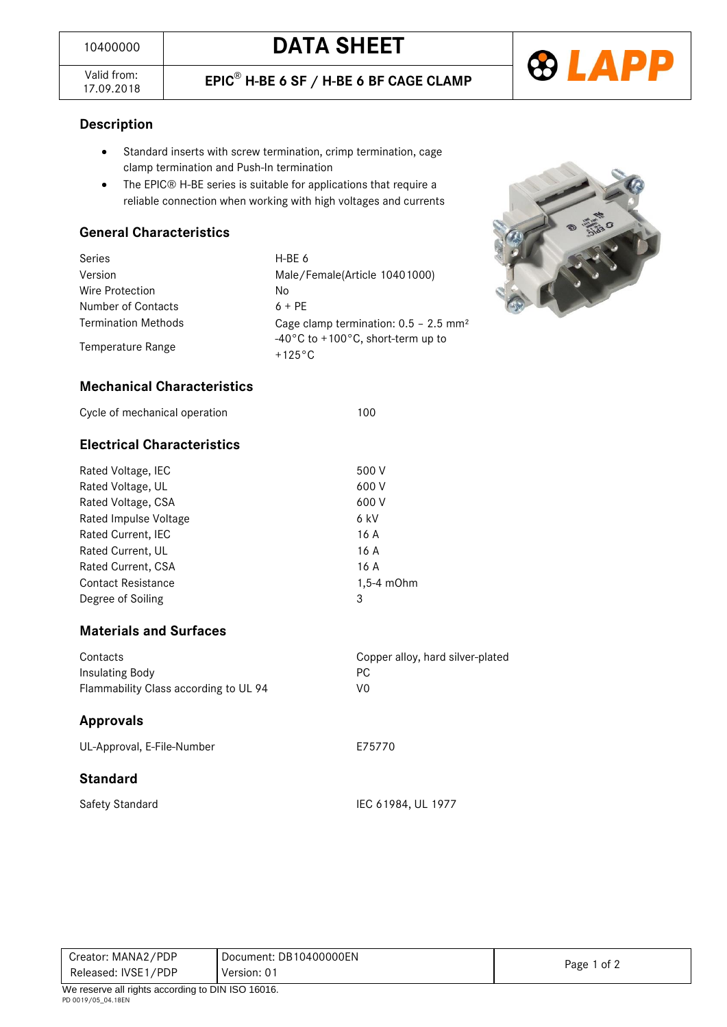| 10400000 | DATA SHEET |
| --- | --- |
| Valid from: 17.09.2018 | EPIC® H-BE 6 SF / H-BE 6 BF CAGE CLAMP |

LAPP

## Description

- Standard inserts with screw termination, crimp termination, cage clamp termination and Push-In termination
- The EPIC® H-BE series is suitable for applications that require a reliable connection when working with high voltages and currents

## General Characteristics

| | |
| --- | --- |
| Series | H-BE 6 |
| Version | Male/Female(Article 10401000) |
| Wire Protection | No |
| Number of Contacts | 6 + PE |
| Termination Methods | Cage clamp termination: 0.5 – 2.5 mm² |
| Temperature Range | -40°C to +100°C, short-term up to +125°C |

## Mechanical Characteristics

| | |
| --- | --- |
| Cycle of mechanical operation | 100 |

## Electrical Characteristics

| | |
| --- | --- |
| Rated Voltage, IEC | 500 V |
| Rated Voltage, UL | 600 V |
| Rated Voltage, CSA | 600 V |
| Rated Impulse Voltage | 6 kV |
| Rated Current, IEC | 16 A |
| Rated Current, UL | 16 A |
| Rated Current, CSA | 16 A |
| Contact Resistance | 1,5-4 mOhm |
| Degree of Soiling | 3 |

## Materials and Surfaces

| | |
| --- | --- |
| Contacts | Copper alloy, hard silver-plated |
| Insulating Body | PC |
| Flammability Class according to UL 94 | V0 |

## Approvals

| | |
| --- | --- |
| UL-Approval, E-File-Number | E75770 |

## Standard

| | |
| --- | --- |
| Safety Standard | IEC 61984, UL 1977 |

| | |
| --- | --- |
| Creator: MANA2/PDP | Document: DB10400000EN |
| Released: IVSE1/PDP | Version: 01 |

We reserve all rights according to DIN ISO 16016.

PD 0019/05_04.18EN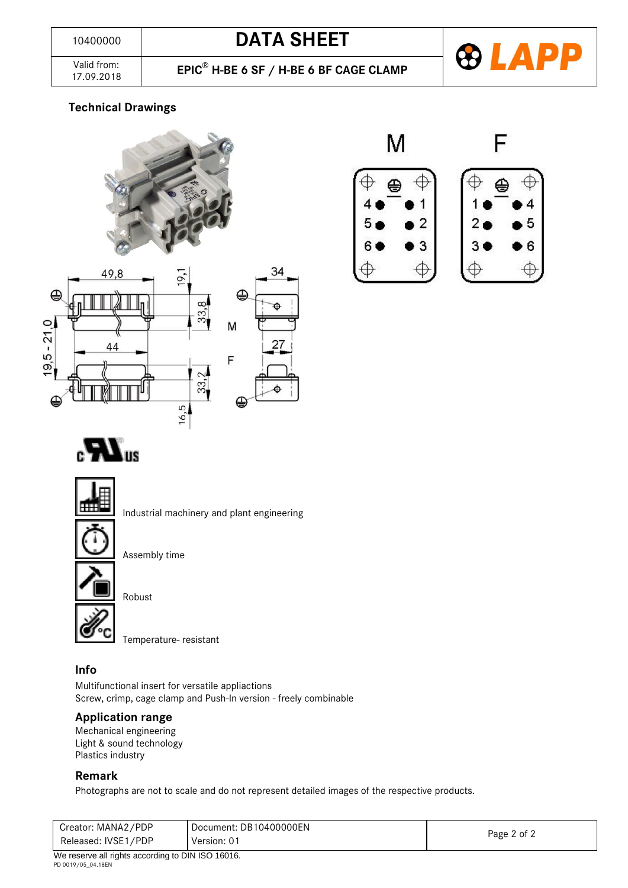## Technical Drawings

M

F

4 1
5 2
6 3

1 4
2 5
3 6

49,8

19,1

33,8

34

M

19,5 - 21,0

44

27

F

33,2

16,5

Industrial machinery and plant engineering

Assembly time

Robust

Temperature- resistant

## Info

Multifunctional insert for versatile appliactions
Screw, crimp, cage clamp and Push-In version - freely combinable

## Application range

Mechanical engineering
Light & sound technology
Plastics industry

## Remark

Photographs are not to scale and do not represent detailed images of the respective products.